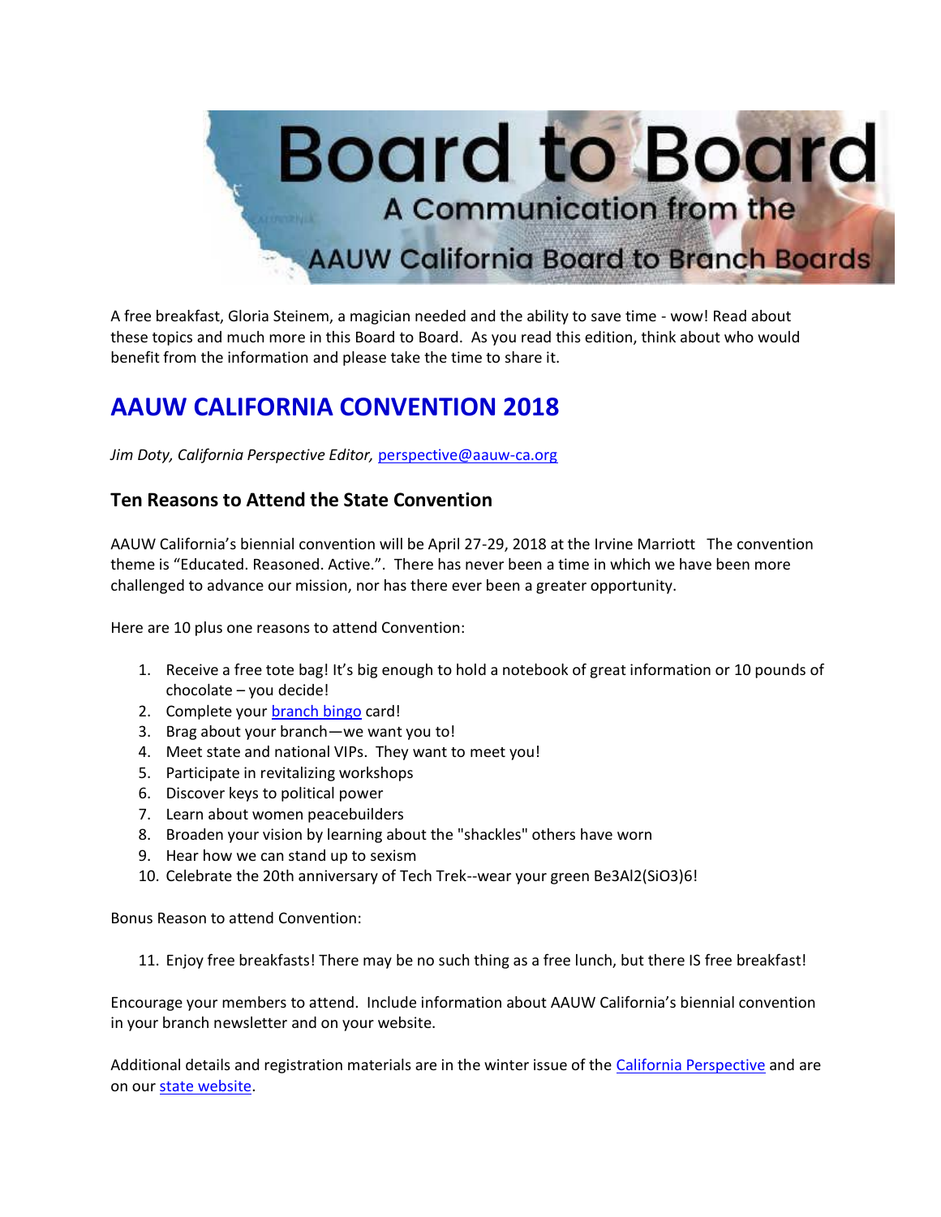# Board to Board

A Communication from the

AAUW California Board to Branch Boards

A free breakfast, Gloria Steinem, a magician needed and the ability to save time - wow! Read about these topics and much more in this Board to Board. As you read this edition, think about who would benefit from the information and please take the time to share it.

## AAUW CALIFORNIA CONVENTION 2018

*Jim Doty, California Perspective Editor,* perspective@aauw-ca.org

### Ten Reasons to Attend the State Convention

AAUW California's biennial convention will be April 27-29, 2018 at the Irvine Marriott The convention theme is "Educated. Reasoned. Active.". There has never been a time in which we have been more challenged to advance our mission, nor has there ever been a greater opportunity.

Here are 10 plus one reasons to attend Convention:

1. Receive a free tote bag! It's big enough to hold a notebook of great information or 10 pounds of chocolate – you decide!
2. Complete your branch bingo card!
3. Brag about your branch—we want you to!
4. Meet state and national VIPs. They want to meet you!
5. Participate in revitalizing workshops
6. Discover keys to political power
7. Learn about women peacebuilders
8. Broaden your vision by learning about the "shackles" others have worn
9. Hear how we can stand up to sexism
10. Celebrate the 20th anniversary of Tech Trek--wear your green $Be_3Al_2(SiO_3)_6$!

Bonus Reason to attend Convention:

11. Enjoy free breakfasts! There may be no such thing as a free lunch, but there IS free breakfast!

Encourage your members to attend. Include information about AAUW California's biennial convention in your branch newsletter and on your website.

Additional details and registration materials are in the winter issue of the California Perspective and are on our state website.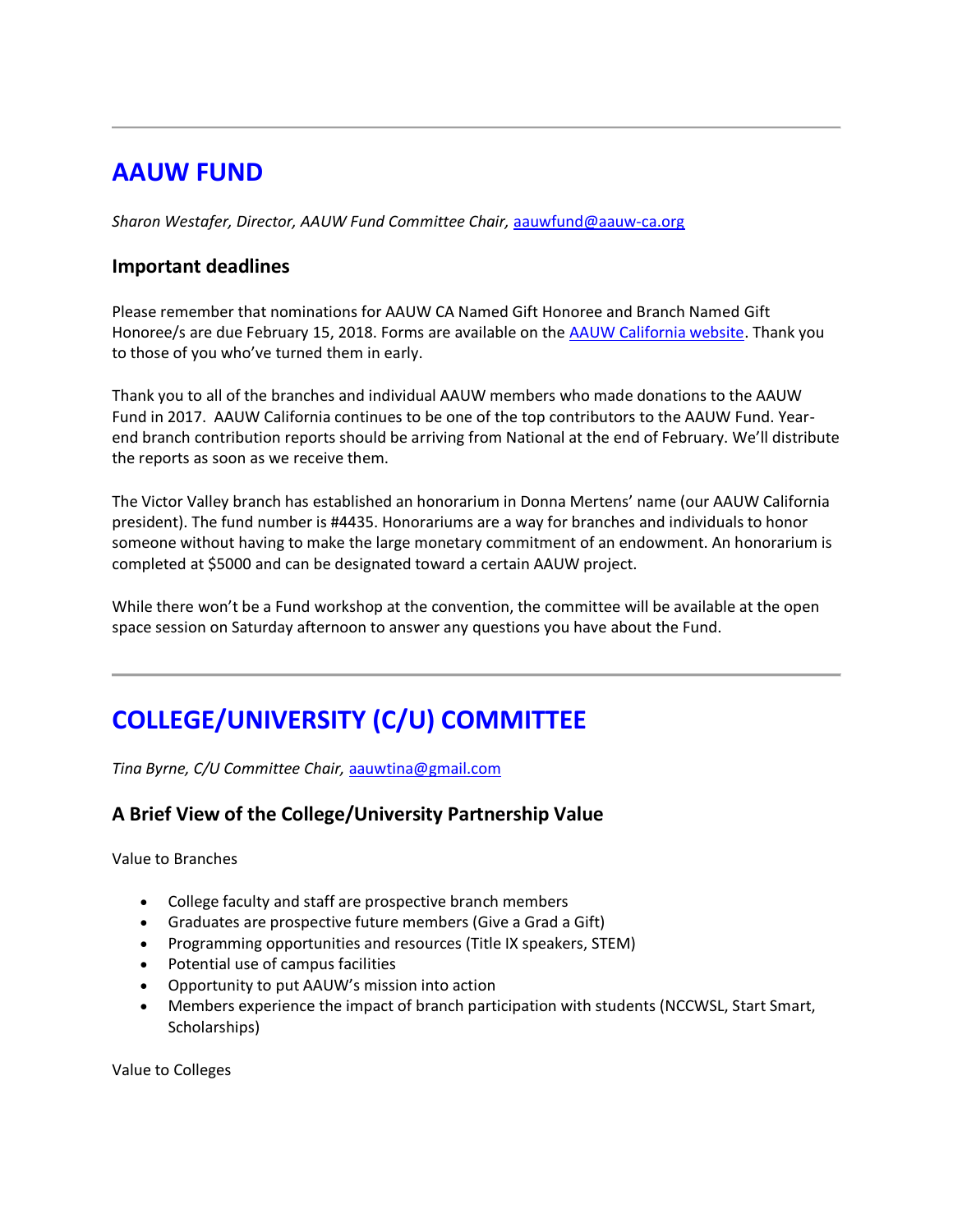---

## AAUW FUND

*Sharon Westafer, Director, AAUW Fund Committee Chair,* [aauwfund@aauw-ca.org](mailto:aauwfund@aauw-ca.org)

### Important deadlines

Please remember that nominations for AAUW CA Named Gift Honoree and Branch Named Gift Honoree/s are due February 15, 2018. Forms are available on the [AAUW California website](). Thank you to those of you who've turned them in early.

Thank you to all of the branches and individual AAUW members who made donations to the AAUW Fund in 2017. AAUW California continues to be one of the top contributors to the AAUW Fund. Year-end branch contribution reports should be arriving from National at the end of February. We'll distribute the reports as soon as we receive them.

The Victor Valley branch has established an honorarium in Donna Mertens' name (our AAUW California president). The fund number is #4435. Honorariums are a way for branches and individuals to honor someone without having to make the large monetary commitment of an endowment. An honorarium is completed at $5000 and can be designated toward a certain AAUW project.

While there won't be a Fund workshop at the convention, the committee will be available at the open space session on Saturday afternoon to answer any questions you have about the Fund.

---

## COLLEGE/UNIVERSITY (C/U) COMMITTEE

*Tina Byrne, C/U Committee Chair,* [aauwtina@gmail.com](mailto:aauwtina@gmail.com)

### A Brief View of the College/University Partnership Value

Value to Branches

- College faculty and staff are prospective branch members
- Graduates are prospective future members (Give a Grad a Gift)
- Programming opportunities and resources (Title IX speakers, STEM)
- Potential use of campus facilities
- Opportunity to put AAUW's mission into action
- Members experience the impact of branch participation with students (NCCWSL, Start Smart, Scholarships)

Value to Colleges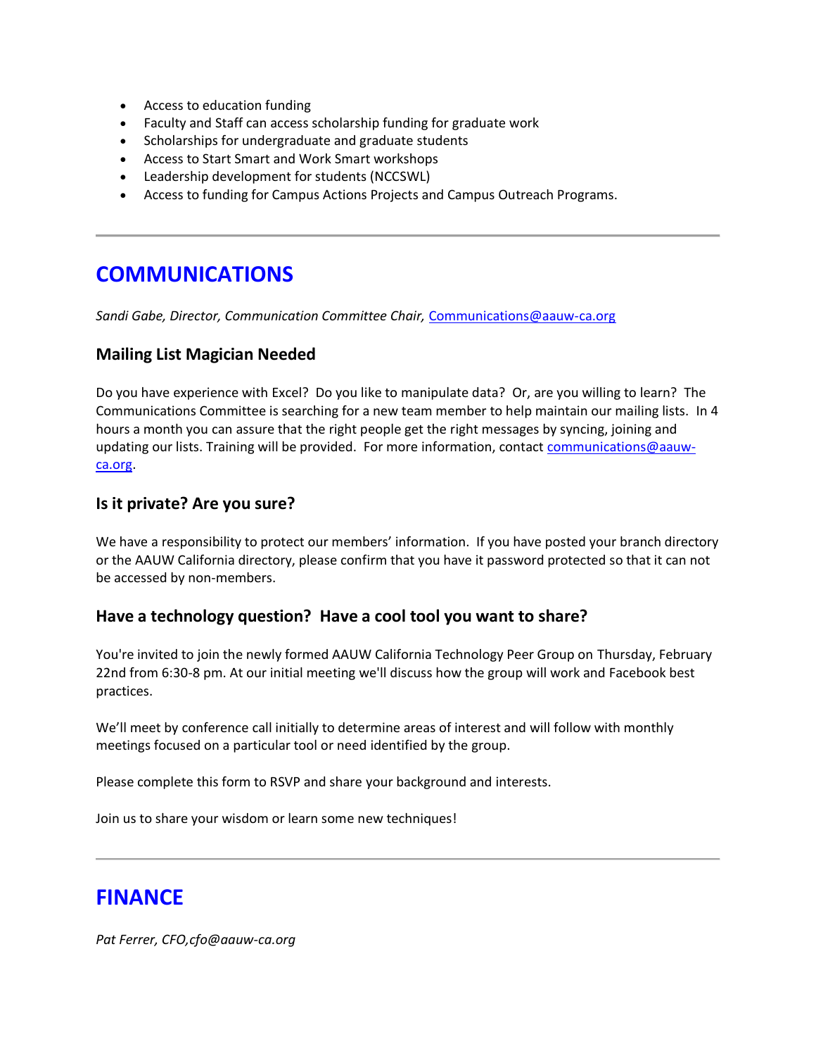- Access to education funding
- Faculty and Staff can access scholarship funding for graduate work
- Scholarships for undergraduate and graduate students
- Access to Start Smart and Work Smart workshops
- Leadership development for students (NCCSWL)
- Access to funding for Campus Actions Projects and Campus Outreach Programs.

---

## COMMUNICATIONS

*Sandi Gabe, Director, Communication Committee Chair,* Communications@aauw-ca.org

### Mailing List Magician Needed

Do you have experience with Excel? Do you like to manipulate data? Or, are you willing to learn? The Communications Committee is searching for a new team member to help maintain our mailing lists. In 4 hours a month you can assure that the right people get the right messages by syncing, joining and updating our lists. Training will be provided. For more information, contact communications@aauw-ca.org.

### Is it private? Are you sure?

We have a responsibility to protect our members' information. If you have posted your branch directory or the AAUW California directory, please confirm that you have it password protected so that it can not be accessed by non-members.

### Have a technology question? Have a cool tool you want to share?

You're invited to join the newly formed AAUW California Technology Peer Group on Thursday, February 22nd from 6:30-8 pm. At our initial meeting we'll discuss how the group will work and Facebook best practices.

We'll meet by conference call initially to determine areas of interest and will follow with monthly meetings focused on a particular tool or need identified by the group.

Please complete this form to RSVP and share your background and interests.

Join us to share your wisdom or learn some new techniques!

---

## FINANCE

*Pat Ferrer, CFO,cfo@aauw-ca.org*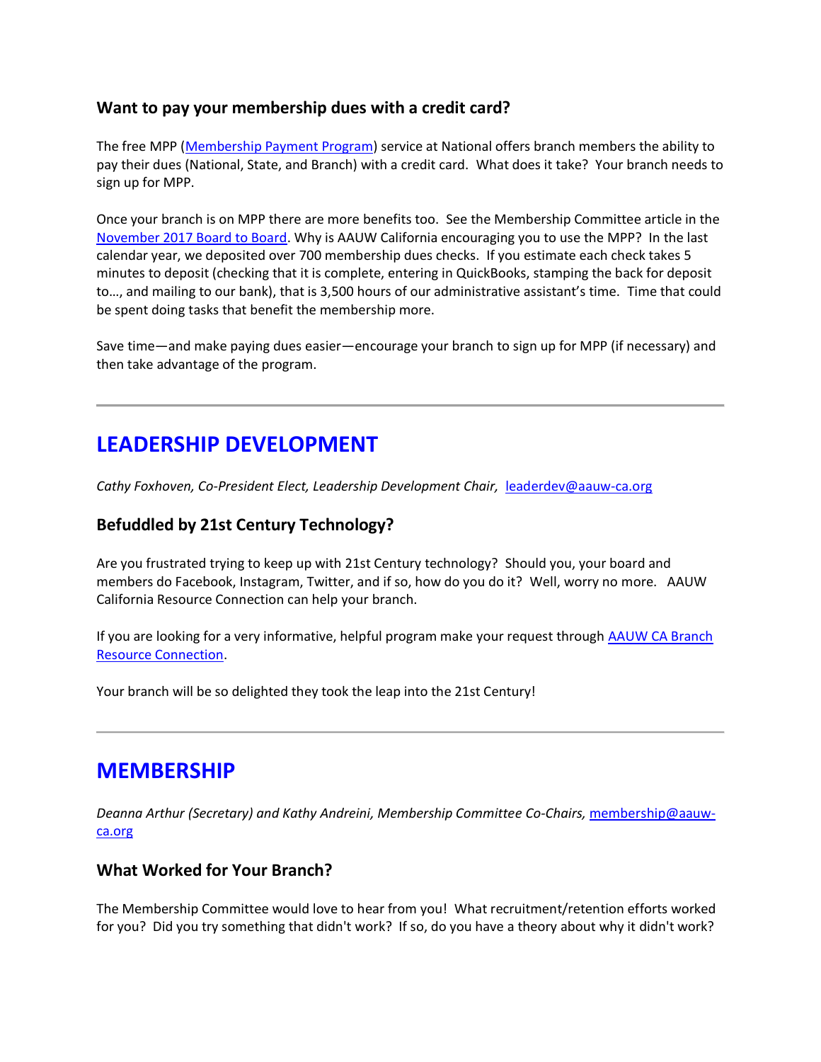### Want to pay your membership dues with a credit card?

The free MPP (Membership Payment Program) service at National offers branch members the ability to pay their dues (National, State, and Branch) with a credit card. What does it take? Your branch needs to sign up for MPP.

Once your branch is on MPP there are more benefits too. See the Membership Committee article in the November 2017 Board to Board. Why is AAUW California encouraging you to use the MPP? In the last calendar year, we deposited over 700 membership dues checks. If you estimate each check takes 5 minutes to deposit (checking that it is complete, entering in QuickBooks, stamping the back for deposit to…, and mailing to our bank), that is 3,500 hours of our administrative assistant's time. Time that could be spent doing tasks that benefit the membership more.

Save time—and make paying dues easier—encourage your branch to sign up for MPP (if necessary) and then take advantage of the program.

---

## LEADERSHIP DEVELOPMENT

*Cathy Foxhoven, Co-President Elect, Leadership Development Chair,* leaderdev@aauw-ca.org

### Befuddled by 21st Century Technology?

Are you frustrated trying to keep up with 21st Century technology? Should you, your board and members do Facebook, Instagram, Twitter, and if so, how do you do it? Well, worry no more. AAUW California Resource Connection can help your branch.

If you are looking for a very informative, helpful program make your request through AAUW CA Branch Resource Connection.

Your branch will be so delighted they took the leap into the 21st Century!

---

## MEMBERSHIP

*Deanna Arthur (Secretary) and Kathy Andreini, Membership Committee Co-Chairs,* membership@aauw-ca.org

### What Worked for Your Branch?

The Membership Committee would love to hear from you! What recruitment/retention efforts worked for you? Did you try something that didn't work? If so, do you have a theory about why it didn't work?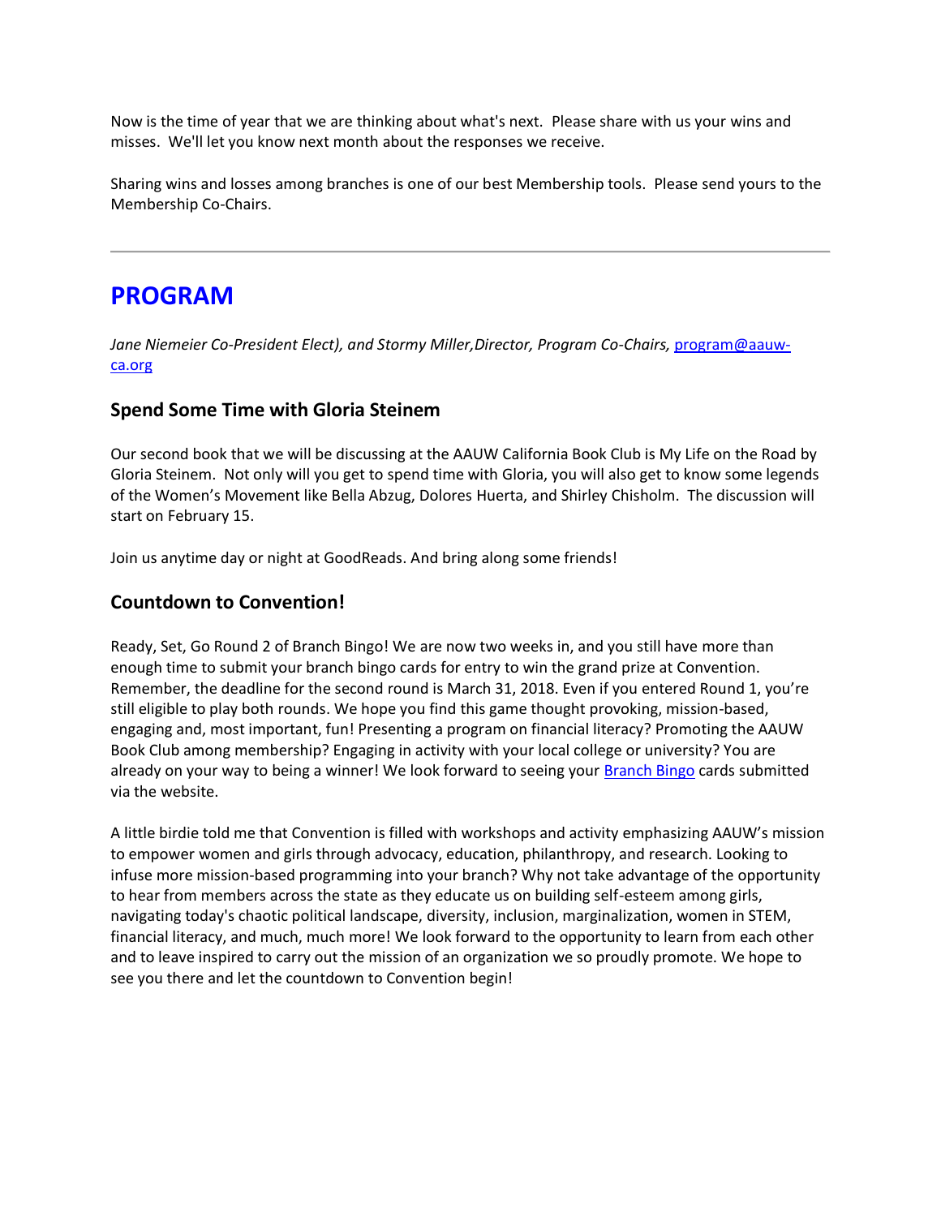Now is the time of year that we are thinking about what's next. Please share with us your wins and misses. We'll let you know next month about the responses we receive.

Sharing wins and losses among branches is one of our best Membership tools. Please send yours to the Membership Co-Chairs.

---

## PROGRAM

*Jane Niemeier Co-President Elect), and Stormy Miller,Director, Program Co-Chairs,* [program@aauw-ca.org](mailto:program@aauw-ca.org)

### Spend Some Time with Gloria Steinem

Our second book that we will be discussing at the AAUW California Book Club is My Life on the Road by Gloria Steinem. Not only will you get to spend time with Gloria, you will also get to know some legends of the Women's Movement like Bella Abzug, Dolores Huerta, and Shirley Chisholm. The discussion will start on February 15.

Join us anytime day or night at GoodReads. And bring along some friends!

### Countdown to Convention!

Ready, Set, Go Round 2 of Branch Bingo! We are now two weeks in, and you still have more than enough time to submit your branch bingo cards for entry to win the grand prize at Convention. Remember, the deadline for the second round is March 31, 2018. Even if you entered Round 1, you're still eligible to play both rounds. We hope you find this game thought provoking, mission-based, engaging and, most important, fun! Presenting a program on financial literacy? Promoting the AAUW Book Club among membership? Engaging in activity with your local college or university? You are already on your way to being a winner! We look forward to seeing your Branch Bingo cards submitted via the website.

A little birdie told me that Convention is filled with workshops and activity emphasizing AAUW's mission to empower women and girls through advocacy, education, philanthropy, and research. Looking to infuse more mission-based programming into your branch? Why not take advantage of the opportunity to hear from members across the state as they educate us on building self-esteem among girls, navigating today's chaotic political landscape, diversity, inclusion, marginalization, women in STEM, financial literacy, and much, much more! We look forward to the opportunity to learn from each other and to leave inspired to carry out the mission of an organization we so proudly promote. We hope to see you there and let the countdown to Convention begin!